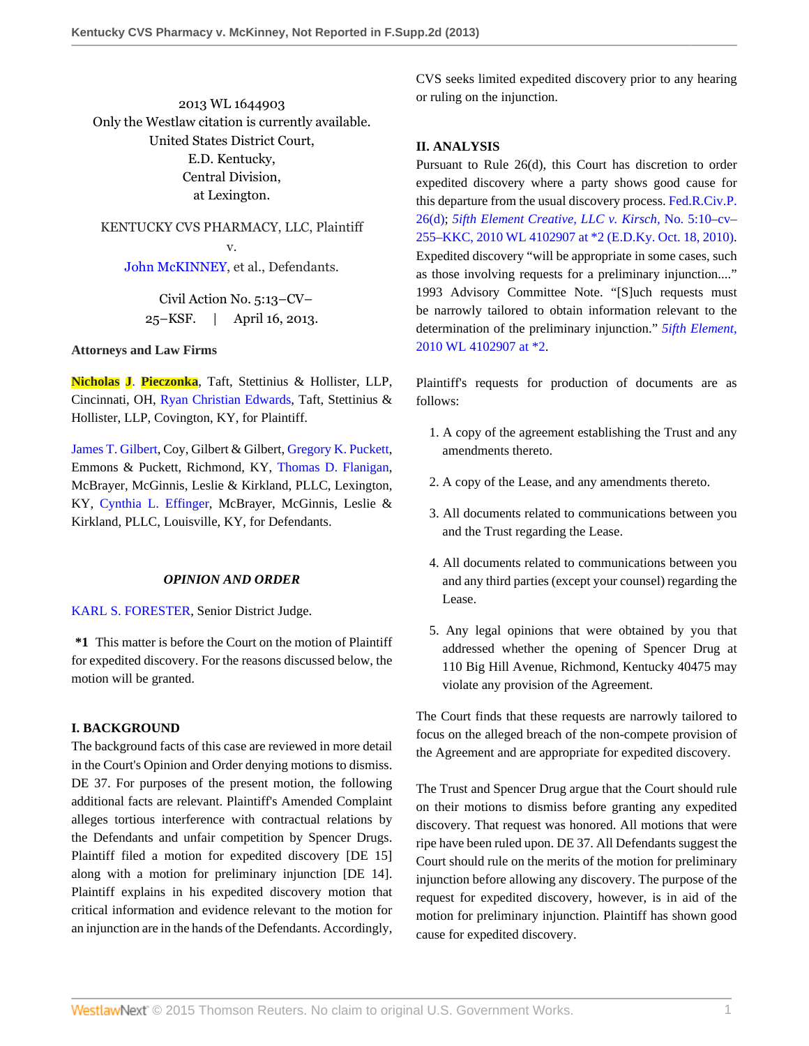2013 WL 1644903
Only the Westlaw citation is currently available.
United States District Court,
E.D. Kentucky,
Central Division,
at Lexington.

KENTUCKY CVS PHARMACY, LLC, Plaintiff
v.
John McKINNEY, et al., Defendants.

Civil Action No. 5:13–CV–25–KSF. | April 16, 2013.

**Attorneys and Law Firms**

Nicholas J. Pieczonka, Taft, Stettinius & Hollister, LLP, Cincinnati, OH, Ryan Christian Edwards, Taft, Stettinius & Hollister, LLP, Covington, KY, for Plaintiff.

James T. Gilbert, Coy, Gilbert & Gilbert, Gregory K. Puckett, Emmons & Puckett, Richmond, KY, Thomas D. Flanigan, McBrayer, McGinnis, Leslie & Kirkland, PLLC, Lexington, KY, Cynthia L. Effinger, McBrayer, McGinnis, Leslie & Kirkland, PLLC, Louisville, KY, for Defendants.

***OPINION AND ORDER***

KARL S. FORESTER, Senior District Judge.

**\*1** This matter is before the Court on the motion of Plaintiff for expedited discovery. For the reasons discussed below, the motion will be granted.

## I. BACKGROUND

The background facts of this case are reviewed in more detail in the Court's Opinion and Order denying motions to dismiss. DE 37. For purposes of the present motion, the following additional facts are relevant. Plaintiff's Amended Complaint alleges tortious interference with contractual relations by the Defendants and unfair competition by Spencer Drugs. Plaintiff filed a motion for expedited discovery [DE 15] along with a motion for preliminary injunction [DE 14]. Plaintiff explains in his expedited discovery motion that critical information and evidence relevant to the motion for an injunction are in the hands of the Defendants. Accordingly, CVS seeks limited expedited discovery prior to any hearing or ruling on the injunction.

## II. ANALYSIS

Pursuant to Rule 26(d), this Court has discretion to order expedited discovery where a party shows good cause for this departure from the usual discovery process. Fed.R.Civ.P. 26(d); *5ifth Element Creative, LLC v. Kirsch,* No. 5:10–cv–255–KKC, 2010 WL 4102907 at \*2 (E.D.Ky. Oct. 18, 2010). Expedited discovery "will be appropriate in some cases, such as those involving requests for a preliminary injunction...." 1993 Advisory Committee Note. "[S]uch requests must be narrowly tailored to obtain information relevant to the determination of the preliminary injunction." *5ifth Element,* 2010 WL 4102907 at \*2.

Plaintiff's requests for production of documents are as follows:

1. A copy of the agreement establishing the Trust and any amendments thereto.

2. A copy of the Lease, and any amendments thereto.

3. All documents related to communications between you and the Trust regarding the Lease.

4. All documents related to communications between you and any third parties (except your counsel) regarding the Lease.

5. Any legal opinions that were obtained by you that addressed whether the opening of Spencer Drug at 110 Big Hill Avenue, Richmond, Kentucky 40475 may violate any provision of the Agreement.

The Court finds that these requests are narrowly tailored to focus on the alleged breach of the non-compete provision of the Agreement and are appropriate for expedited discovery.

The Trust and Spencer Drug argue that the Court should rule on their motions to dismiss before granting any expedited discovery. That request was honored. All motions that were ripe have been ruled upon. DE 37. All Defendants suggest the Court should rule on the merits of the motion for preliminary injunction before allowing any discovery. The purpose of the request for expedited discovery, however, is in aid of the motion for preliminary injunction. Plaintiff has shown good cause for expedited discovery.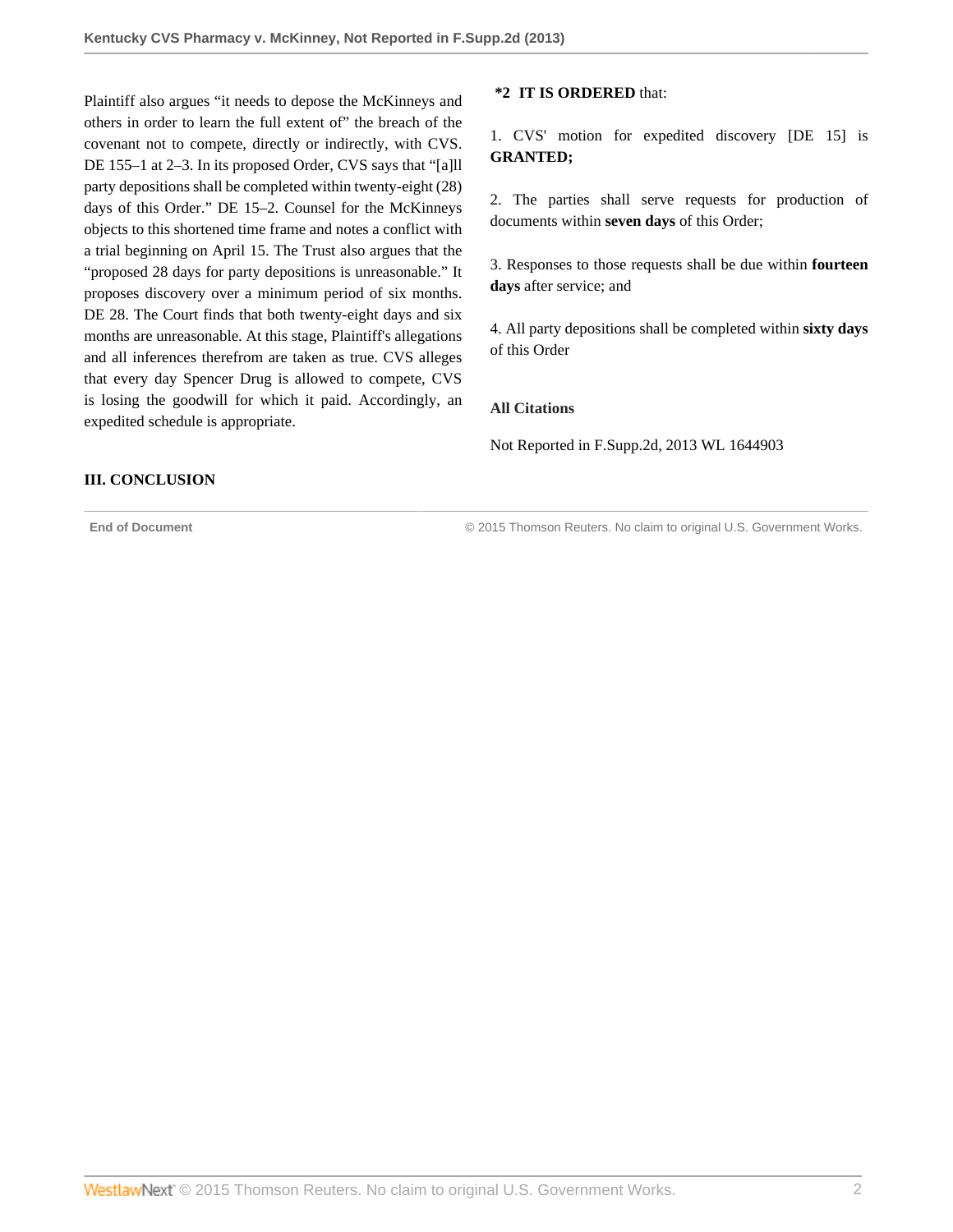Plaintiff also argues "it needs to depose the McKinneys and others in order to learn the full extent of" the breach of the covenant not to compete, directly or indirectly, with CVS. DE 155–1 at 2–3. In its proposed Order, CVS says that "[a]ll party depositions shall be completed within twenty-eight (28) days of this Order." DE 15–2. Counsel for the McKinneys objects to this shortened time frame and notes a conflict with a trial beginning on April 15. The Trust also argues that the "proposed 28 days for party depositions is unreasonable." It proposes discovery over a minimum period of six months. DE 28. The Court finds that both twenty-eight days and six months are unreasonable. At this stage, Plaintiff's allegations and all inferences therefrom are taken as true. CVS alleges that every day Spencer Drug is allowed to compete, CVS is losing the goodwill for which it paid. Accordingly, an expedited schedule is appropriate.

### III. CONCLUSION

**\*2 IT IS ORDERED** that:

1. CVS' motion for expedited discovery [DE 15] is **GRANTED;**

2. The parties shall serve requests for production of documents within **seven days** of this Order;

3. Responses to those requests shall be due within **fourteen days** after service; and

4. All party depositions shall be completed within **sixty days** of this Order

### All Citations

Not Reported in F.Supp.2d, 2013 WL 1644903

**End of Document** © 2015 Thomson Reuters. No claim to original U.S. Government Works.